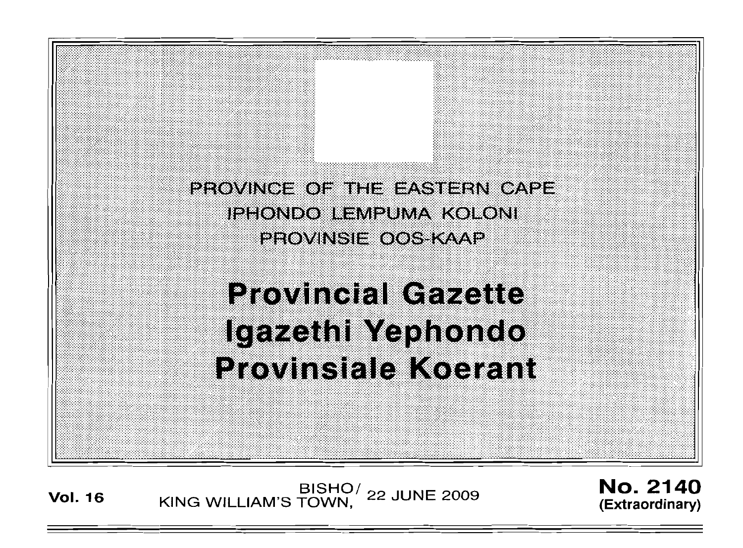PROVINCE OF THE EASTERN CAPE
IPHONDO LEMPUMA KOLONI
PROVINSIE OOS-KAAP

# Provincial Gazette
# Igazethi Yephondo
# Provinsiale Koerant

**Vol. 16** BISHO/ KING WILLIAM'S TOWN, 22 JUNE 2009 **No. 2140 (Extraordinary)**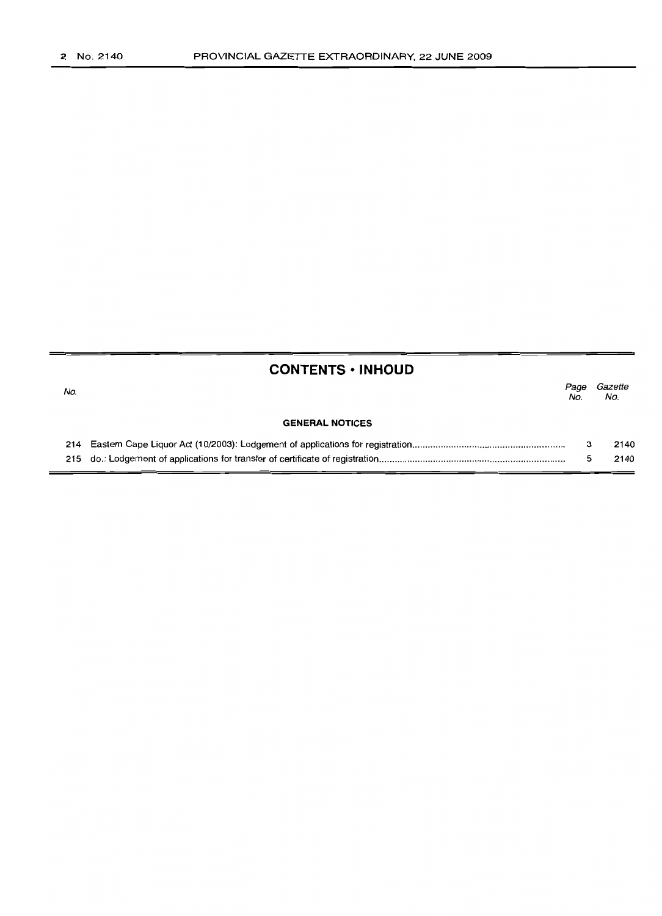## CONTENTS • INHOUD

| No. | | Page No. | Gazette No. |
|---|---|---|---|
| | **GENERAL NOTICES** | | |
| 214 | Eastern Cape Liquor Act (10/2003): Lodgement of applications for registration | 3 | 2140 |
| 215 | do.: Lodgement of applications for transfer of certificate of registration | 5 | 2140 |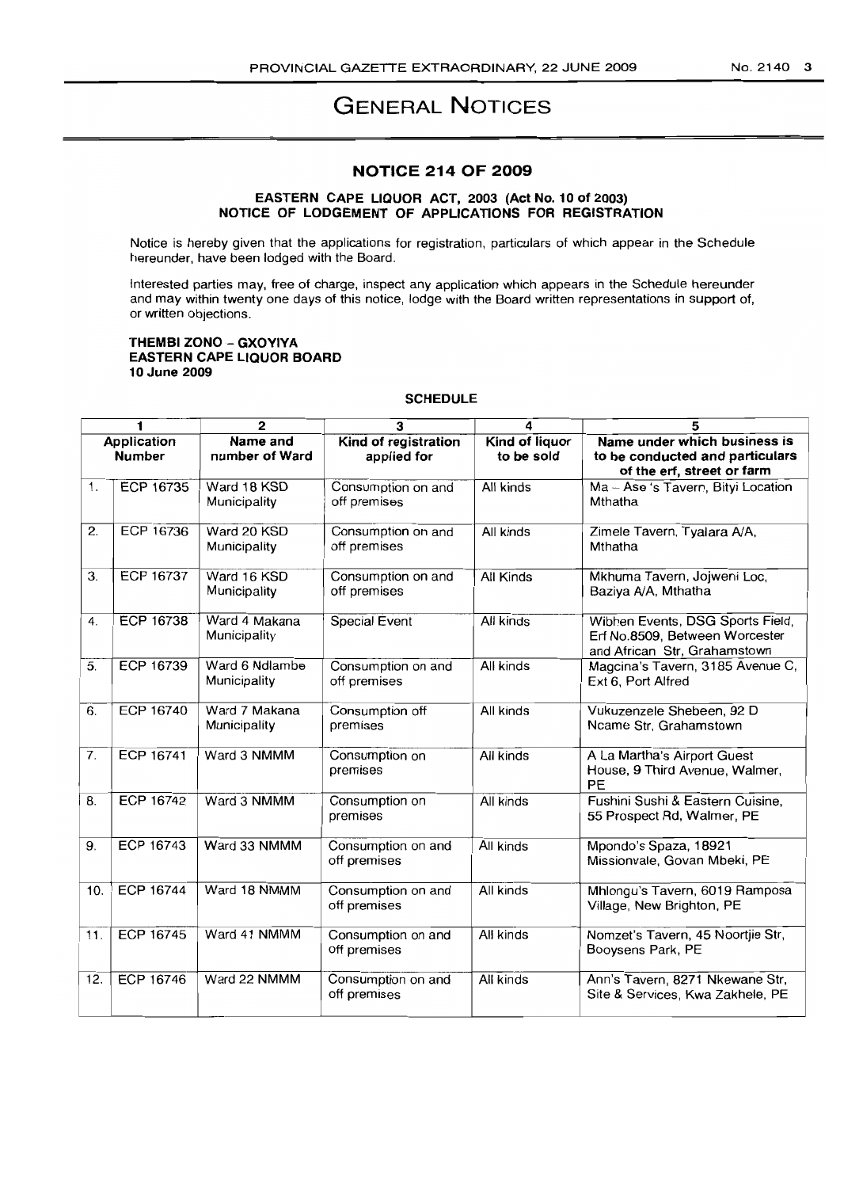# General Notices

## NOTICE 214 OF 2009

### EASTERN CAPE LIQUOR ACT, 2003 (Act No. 10 of 2003) NOTICE OF LODGEMENT OF APPLICATIONS FOR REGISTRATION

Notice is hereby given that the applications for registration, particulars of which appear in the Schedule hereunder, have been lodged with the Board.

Interested parties may, free of charge, inspect any application which appears in the Schedule hereunder and may within twenty one days of this notice, lodge with the Board written representations in support of, or written objections.

**THEMBI ZONO – GXOYIYA**
**EASTERN CAPE LIQUOR BOARD**
**10 June 2009**

**SCHEDULE**

| 1 | | 2 | 3 | 4 | 5 |
|---|---|---|---|---|---|
| **Application Number** | | **Name and number of Ward** | **Kind of registration applied for** | **Kind of liquor to be sold** | **Name under which business is to be conducted and particulars of the erf, street or farm** |
| 1. | ECP 16735 | Ward 18 KSD Municipality | Consumption on and off premises | All kinds | Ma – Ase 's Tavern, Bityi Location Mthatha |
| 2. | ECP 16736 | Ward 20 KSD Municipality | Consumption on and off premises | All kinds | Zimele Tavern, Tyalara A/A, Mthatha |
| 3. | ECP 16737 | Ward 16 KSD Municipality | Consumption on and off premises | All Kinds | Mkhuma Tavern, Jojweni Loc, Baziya A/A, Mthatha |
| 4. | ECP 16738 | Ward 4 Makana Municipality | Special Event | All kinds | Wibhen Events, DSG Sports Field, Erf No.8509, Between Worcester and African Str, Grahamstown |
| 5. | ECP 16739 | Ward 6 Ndlambe Municipality | Consumption on and off premises | All kinds | Magcina's Tavern, 3185 Avenue C, Ext 6, Port Alfred |
| 6. | ECP 16740 | Ward 7 Makana Municipality | Consumption off premises | All kinds | Vukuzenzele Shebeen, 92 D Ncame Str, Grahamstown |
| 7. | ECP 16741 | Ward 3 NMMM | Consumption on premises | All kinds | A La Martha's Airport Guest House, 9 Third Avenue, Walmer, PE |
| 8. | ECP 16742 | Ward 3 NMMM | Consumption on premises | All kinds | Fushini Sushi & Eastern Cuisine, 55 Prospect Rd, Walmer, PE |
| 9. | ECP 16743 | Ward 33 NMMM | Consumption on and off premises | All kinds | Mpondo's Spaza, 18921 Missionvale, Govan Mbeki, PE |
| 10. | ECP 16744 | Ward 18 NMMM | Consumption on and off premises | All kinds | Mhlongu's Tavern, 6019 Ramposa Village, New Brighton, PE |
| 11. | ECP 16745 | Ward 41 NMMM | Consumption on and off premises | All kinds | Nomzet's Tavern, 45 Noortjie Str, Booysens Park, PE |
| 12. | ECP 16746 | Ward 22 NMMM | Consumption on and off premises | All kinds | Ann's Tavern, 8271 Nkewane Str, Site & Services, Kwa Zakhele, PE |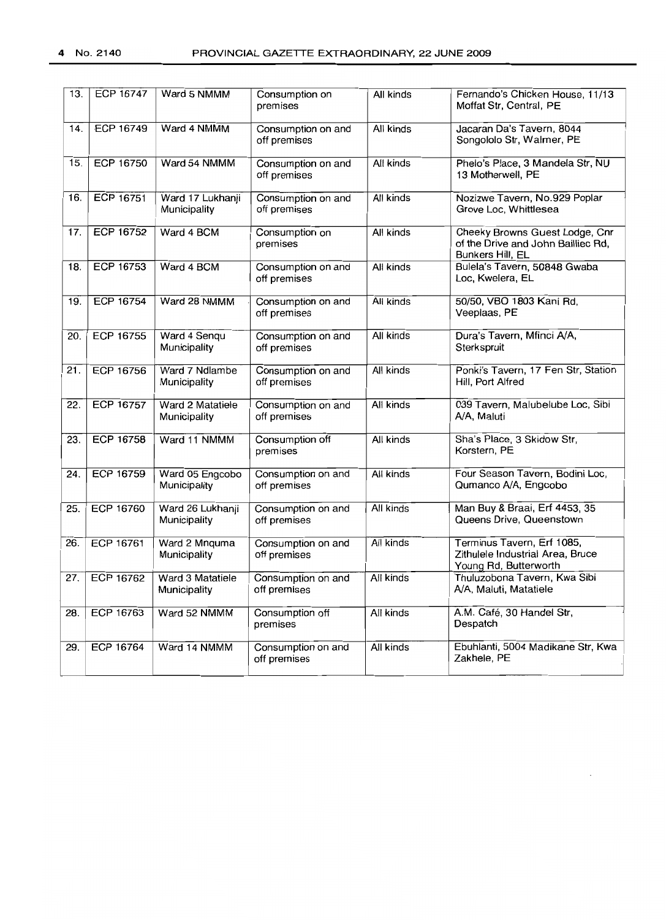| 13. | ECP 16747 | Ward 5 NMMM | Consumption on premises | All kinds | Fernando's Chicken House, 11/13 Moffat Str, Central, PE |
|---|---|---|---|---|---|
| 14. | ECP 16749 | Ward 4 NMMM | Consumption on and off premises | All kinds | Jacaran Da's Tavern, 8044 Songololo Str, Walmer, PE |
| 15. | ECP 16750 | Ward 54 NMMM | Consumption on and off premises | All kinds | Phelo's Place, 3 Mandela Str, NU 13 Motherwell, PE |
| 16. | ECP 16751 | Ward 17 Lukhanji Municipality | Consumption on and off premises | All kinds | Nozizwe Tavern, No.929 Poplar Grove Loc, Whittlesea |
| 17. | ECP 16752 | Ward 4 BCM | Consumption on premises | All kinds | Cheeky Browns Guest Lodge, Cnr of the Drive and John Bailliec Rd, Bunkers Hill, EL |
| 18. | ECP 16753 | Ward 4 BCM | Consumption on and off premises | All kinds | Bulela's Tavern, 50848 Gwaba Loc, Kwelera, EL |
| 19. | ECP 16754 | Ward 28 NMMM | Consumption on and off premises | All kinds | 50/50, VBO 1803 Kani Rd, Veeplaas, PE |
| 20. | ECP 16755 | Ward 4 Senqu Municipality | Consumption on and off premises | All kinds | Dura's Tavern, Mfinci A/A, Sterkspruit |
| 21. | ECP 16756 | Ward 7 Ndlambe Municipality | Consumption on and off premises | All kinds | Ponki's Tavern, 17 Fen Str, Station Hill, Port Alfred |
| 22. | ECP 16757 | Ward 2 Matatiele Municipality | Consumption on and off premises | All kinds | 039 Tavern, Malubelube Loc, Sibi A/A, Maluti |
| 23. | ECP 16758 | Ward 11 NMMM | Consumption off premises | All kinds | Sha's Place, 3 Skidow Str, Korstern, PE |
| 24. | ECP 16759 | Ward 05 Engcobo Municipality | Consumption on and off premises | All kinds | Four Season Tavern, Bodini Loc, Qumanco A/A, Engcobo |
| 25. | ECP 16760 | Ward 26 Lukhanji Municipality | Consumption on and off premises | All kinds | Man Buy & Braai, Erf 4453, 35 Queens Drive, Queenstown |
| 26. | ECP 16761 | Ward 2 Mnquma Municipality | Consumption on and off premises | All kinds | Terminus Tavern, Erf 1085, Zithulele Industrial Area, Bruce Young Rd, Butterworth |
| 27. | ECP 16762 | Ward 3 Matatiele Municipality | Consumption on and off premises | All kinds | Thuluzobona Tavern, Kwa Sibi A/A, Maluti, Matatiele |
| 28. | ECP 16763 | Ward 52 NMMM | Consumption off premises | All kinds | A.M. Café, 30 Handel Str, Despatch |
| 29. | ECP 16764 | Ward 14 NMMM | Consumption on and off premises | All kinds | Ebuhlanti, 5004 Madikane Str, Kwa Zakhele, PE |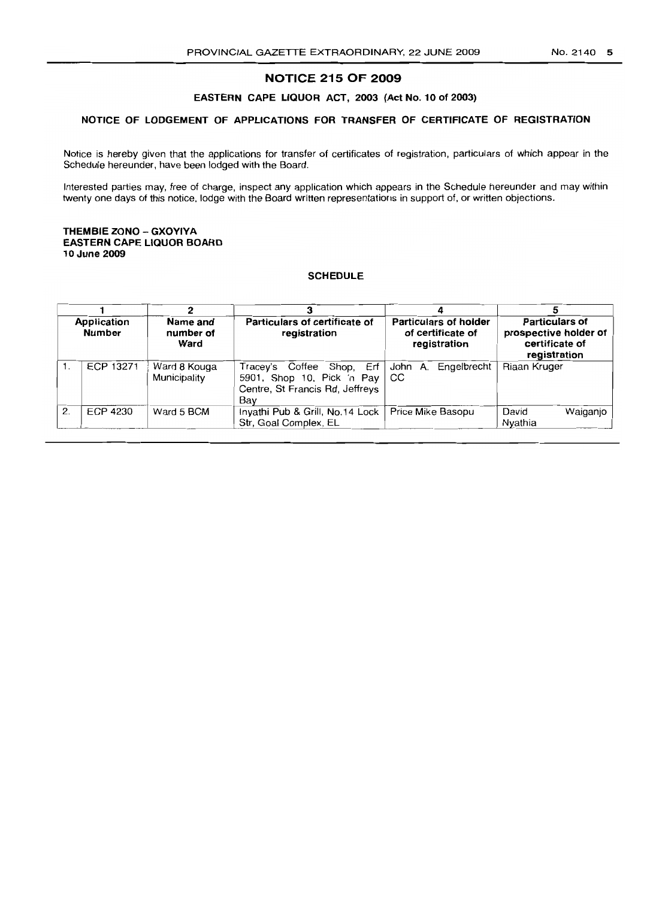## NOTICE 215 OF 2009

### EASTERN CAPE LIQUOR ACT, 2003 (Act No. 10 of 2003)

### NOTICE OF LODGEMENT OF APPLICATIONS FOR TRANSFER OF CERTIFICATE OF REGISTRATION

Notice is hereby given that the applications for transfer of certificates of registration, particulars of which appear in the Schedule hereunder, have been lodged with the Board.

Interested parties may, free of charge, inspect any application which appears in the Schedule hereunder and may within twenty one days of this notice, lodge with the Board written representations in support of, or written objections.

**THEMBIE ZONO – GXOYIYA**
**EASTERN CAPE LIQUOR BOARD**
**10 June 2009**

**SCHEDULE**

| 1 | | 2 | 3 | 4 | 5 |
|---|---|---|---|---|---|
| **Application Number** | | **Name and number of Ward** | **Particulars of certificate of registration** | **Particulars of holder of certificate of registration** | **Particulars of prospective holder of certificate of registration** |
| 1. | ECP 13271 | Ward 8 Kouga Municipality | Tracey's Coffee Shop, Erf 5901, Shop 10, Pick 'n Pay Centre, St Francis Rd, Jeffreys Bay | John A. Engelbrecht CC | Riaan Kruger |
| 2. | ECP 4230 | Ward 5 BCM | Inyathi Pub & Grill, No.14 Lock Str, Goal Complex, EL | Price Mike Basopu | David Waiganjo Nyathia |